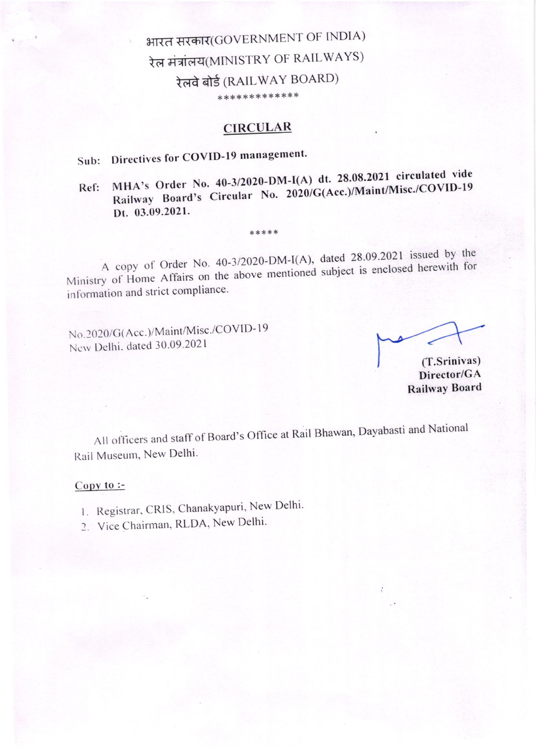भारत सरकार(GOVERNMENT OF INDIA)

रेल मंत्रालय(MINISTRY OF RAILWAYS)

रेलवे बोर्ड (RAILWAY BOARD)

*************

## CIRCULAR

**Sub: Directives for COVID-19 management.**

**Ref: MHA's Order No. 40-3/2020-DM-I(A) dt. 28.08.2021 circulated vide Railway Board's Circular No. 2020/G(Acc.)/Maint/Misc./COVID-19 Dt. 03.09.2021.**

*****

A copy of Order No. 40-3/2020-DM-I(A), dated 28.09.2021 issued by the Ministry of Home Affairs on the above mentioned subject is enclosed herewith for information and strict compliance.

No.2020/G(Acc.)/Maint/Misc./COVID-19
New Delhi. dated 30.09.2021

**(T.Srinivas)**
**Director/GA**
**Railway Board**

All officers and staff of Board's Office at Rail Bhawan, Dayabasti and National Rail Museum, New Delhi.

Copy to :-

1. Registrar, CRIS, Chanakyapuri, New Delhi.
2. Vice Chairman, RLDA, New Delhi.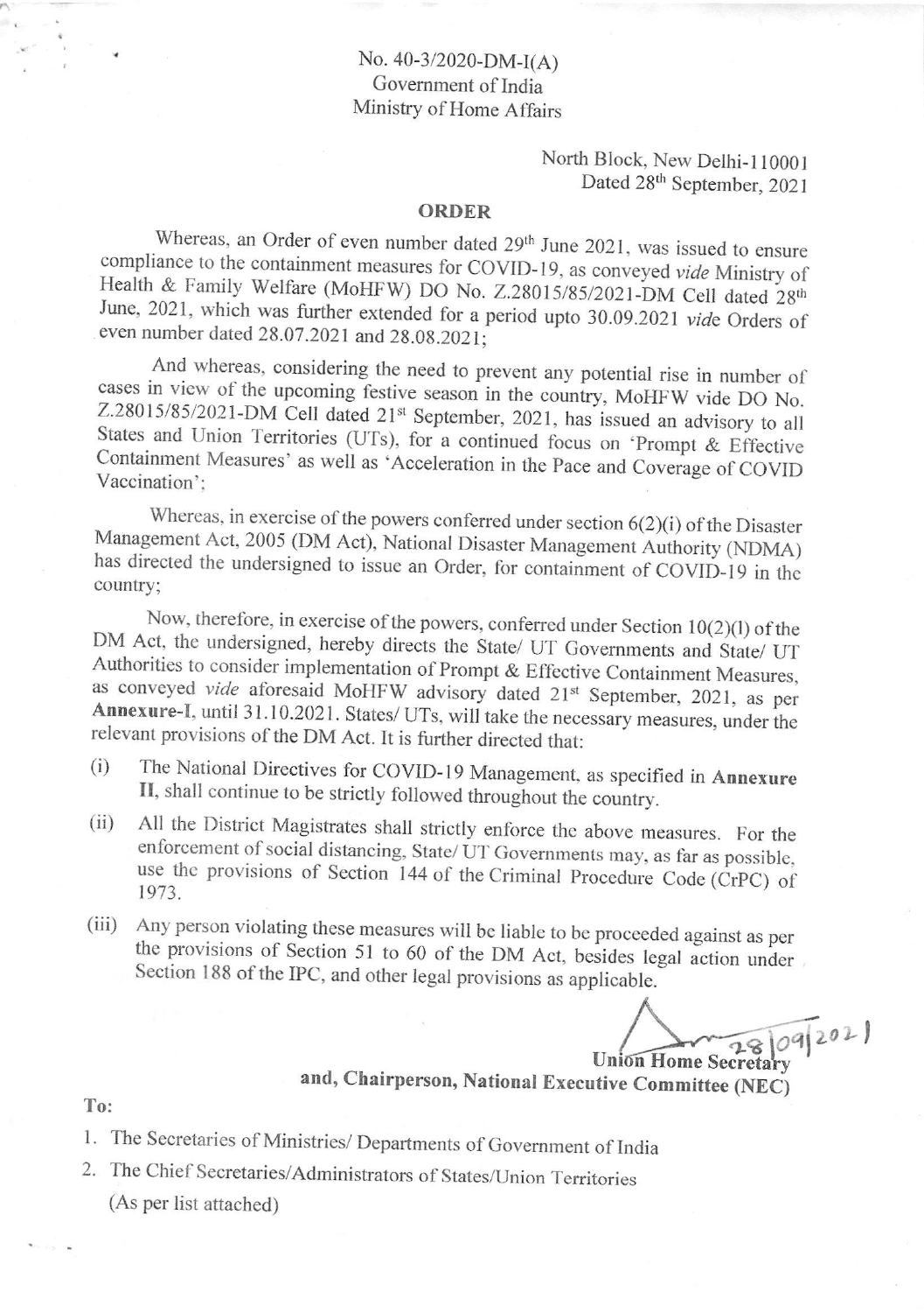No. 40-3/2020-DM-I(A)
Government of India
Ministry of Home Affairs

North Block, New Delhi-110001
Dated 28th September, 2021

## ORDER

Whereas, an Order of even number dated 29th June 2021, was issued to ensure compliance to the containment measures for COVID-19, as conveyed *vide* Ministry of Health & Family Welfare (MoHFW) DO No. Z.28015/85/2021-DM Cell dated 28th June, 2021, which was further extended for a period upto 30.09.2021 *vide* Orders of even number dated 28.07.2021 and 28.08.2021;

And whereas, considering the need to prevent any potential rise in number of cases in view of the upcoming festive season in the country, MoHFW vide DO No. Z.28015/85/2021-DM Cell dated 21st September, 2021, has issued an advisory to all States and Union Territories (UTs), for a continued focus on 'Prompt & Effective Containment Measures' as well as 'Acceleration in the Pace and Coverage of COVID Vaccination';

Whereas, in exercise of the powers conferred under section 6(2)(i) of the Disaster Management Act, 2005 (DM Act), National Disaster Management Authority (NDMA) has directed the undersigned to issue an Order, for containment of COVID-19 in the country;

Now, therefore, in exercise of the powers, conferred under Section 10(2)(l) of the DM Act, the undersigned, hereby directs the State/ UT Governments and State/ UT Authorities to consider implementation of Prompt & Effective Containment Measures, as conveyed *vide* aforesaid MoHFW advisory dated 21st September, 2021, as per **Annexure-I**, until 31.10.2021. States/ UTs, will take the necessary measures, under the relevant provisions of the DM Act. It is further directed that:

(i) The National Directives for COVID-19 Management, as specified in **Annexure II**, shall continue to be strictly followed throughout the country.

(ii) All the District Magistrates shall strictly enforce the above measures. For the enforcement of social distancing, State/ UT Governments may, as far as possible, use the provisions of Section 144 of the Criminal Procedure Code (CrPC) of 1973.

(iii) Any person violating these measures will be liable to be proceeded against as per the provisions of Section 51 to 60 of the DM Act, besides legal action under Section 188 of the IPC, and other legal provisions as applicable.

28/09/2021

**Union Home Secretary**
**and, Chairperson, National Executive Committee (NEC)**

**To:**

1. The Secretaries of Ministries/ Departments of Government of India
2. The Chief Secretaries/Administrators of States/Union Territories
   (As per list attached)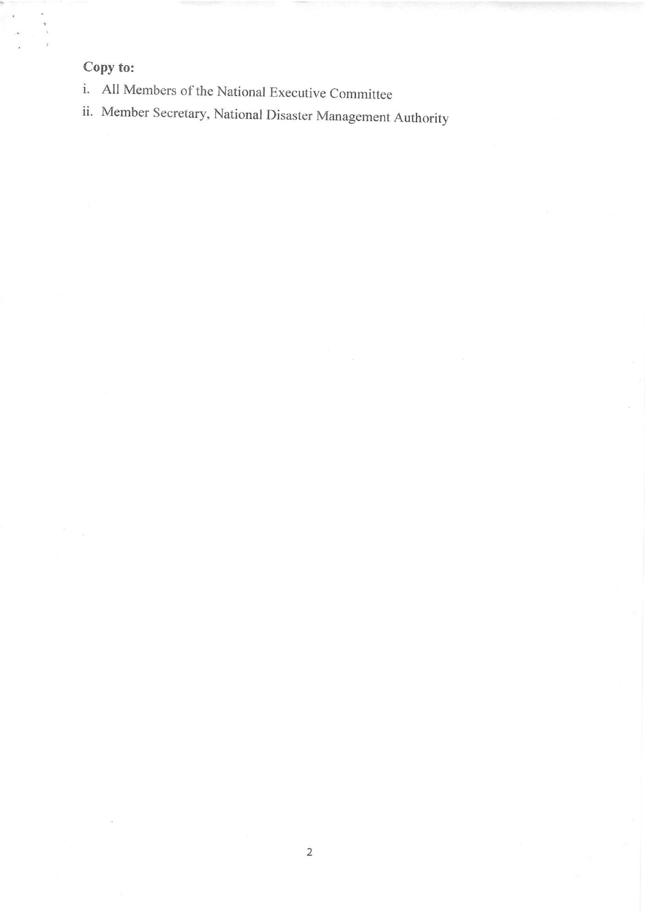**Copy to:**

i. All Members of the National Executive Committee

ii. Member Secretary, National Disaster Management Authority